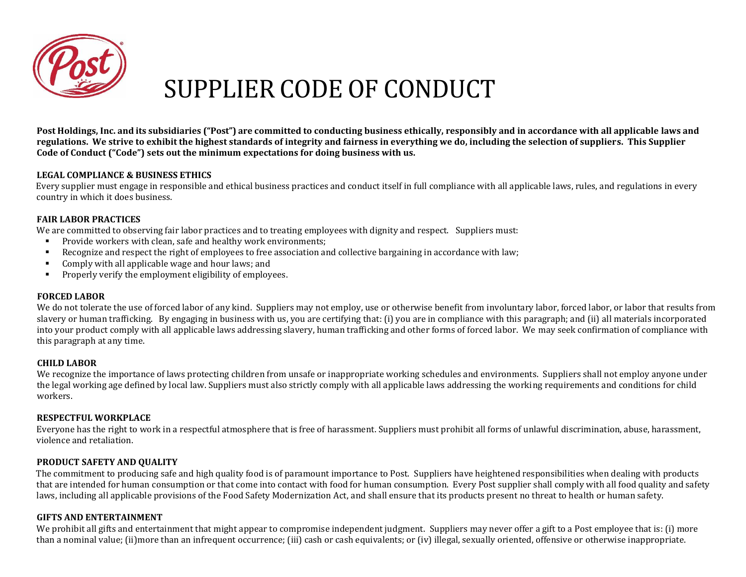# SUPPLIER CODE OF CONDUCT

**Post Holdings, Inc. and its subsidiaries ("Post") are committed to conducting business ethically, responsibly and in accordance with all applicable laws and regulations. We strive to exhibit the highest standards of integrity and fairness in everything we do, including the selection of suppliers. This Supplier Code of Conduct ("Code") sets out the minimum expectations for doing business with us.**

## LEGAL COMPLIANCE & BUSINESS ETHICS

Every supplier must engage in responsible and ethical business practices and conduct itself in full compliance with all applicable laws, rules, and regulations in every country in which it does business.

## FAIR LABOR PRACTICES

We are committed to observing fair labor practices and to treating employees with dignity and respect. Suppliers must:

- Provide workers with clean, safe and healthy work environments;
- Recognize and respect the right of employees to free association and collective bargaining in accordance with law;
- Comply with all applicable wage and hour laws; and
- Properly verify the employment eligibility of employees.

## FORCED LABOR

We do not tolerate the use of forced labor of any kind. Suppliers may not employ, use or otherwise benefit from involuntary labor, forced labor, or labor that results from slavery or human trafficking. By engaging in business with us, you are certifying that: (i) you are in compliance with this paragraph; and (ii) all materials incorporated into your product comply with all applicable laws addressing slavery, human trafficking and other forms of forced labor. We may seek confirmation of compliance with this paragraph at any time.

## CHILD LABOR

We recognize the importance of laws protecting children from unsafe or inappropriate working schedules and environments. Suppliers shall not employ anyone under the legal working age defined by local law. Suppliers must also strictly comply with all applicable laws addressing the working requirements and conditions for child workers.

## RESPECTFUL WORKPLACE

Everyone has the right to work in a respectful atmosphere that is free of harassment. Suppliers must prohibit all forms of unlawful discrimination, abuse, harassment, violence and retaliation.

## PRODUCT SAFETY AND QUALITY

The commitment to producing safe and high quality food is of paramount importance to Post. Suppliers have heightened responsibilities when dealing with products that are intended for human consumption or that come into contact with food for human consumption. Every Post supplier shall comply with all food quality and safety laws, including all applicable provisions of the Food Safety Modernization Act, and shall ensure that its products present no threat to health or human safety.

## GIFTS AND ENTERTAINMENT

We prohibit all gifts and entertainment that might appear to compromise independent judgment. Suppliers may never offer a gift to a Post employee that is: (i) more than a nominal value; (ii)more than an infrequent occurrence; (iii) cash or cash equivalents; or (iv) illegal, sexually oriented, offensive or otherwise inappropriate.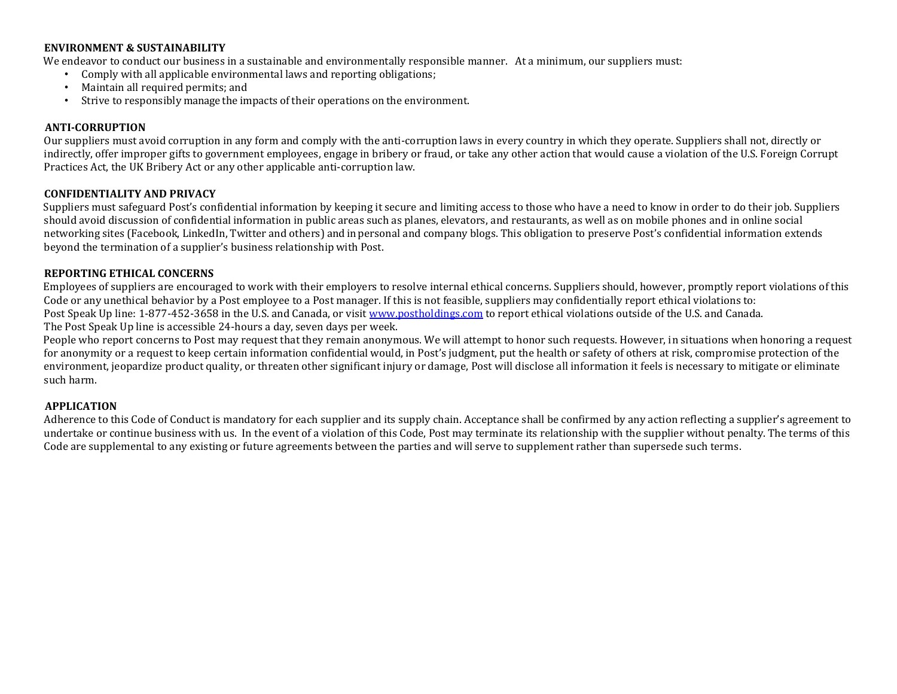**ENVIRONMENT & SUSTAINABILITY**

We endeavor to conduct our business in a sustainable and environmentally responsible manner. At a minimum, our suppliers must:

- Comply with all applicable environmental laws and reporting obligations;
- Maintain all required permits; and
- Strive to responsibly manage the impacts of their operations on the environment.

**ANTI-CORRUPTION**

Our suppliers must avoid corruption in any form and comply with the anti-corruption laws in every country in which they operate. Suppliers shall not, directly or indirectly, offer improper gifts to government employees, engage in bribery or fraud, or take any other action that would cause a violation of the U.S. Foreign Corrupt Practices Act, the UK Bribery Act or any other applicable anti-corruption law.

**CONFIDENTIALITY AND PRIVACY**

Suppliers must safeguard Post's confidential information by keeping it secure and limiting access to those who have a need to know in order to do their job. Suppliers should avoid discussion of confidential information in public areas such as planes, elevators, and restaurants, as well as on mobile phones and in online social networking sites (Facebook, LinkedIn, Twitter and others) and in personal and company blogs. This obligation to preserve Post's confidential information extends beyond the termination of a supplier's business relationship with Post.

**REPORTING ETHICAL CONCERNS**

Employees of suppliers are encouraged to work with their employers to resolve internal ethical concerns. Suppliers should, however, promptly report violations of this Code or any unethical behavior by a Post employee to a Post manager. If this is not feasible, suppliers may confidentially report ethical violations to:
Post Speak Up line: 1-877-452-3658 in the U.S. and Canada, or visit [www.postholdings.com](http://www.postholdings.com) to report ethical violations outside of the U.S. and Canada.
The Post Speak Up line is accessible 24-hours a day, seven days per week.
People who report concerns to Post may request that they remain anonymous. We will attempt to honor such requests. However, in situations when honoring a request for anonymity or a request to keep certain information confidential would, in Post's judgment, put the health or safety of others at risk, compromise protection of the environment, jeopardize product quality, or threaten other significant injury or damage, Post will disclose all information it feels is necessary to mitigate or eliminate such harm.

**APPLICATION**

Adherence to this Code of Conduct is mandatory for each supplier and its supply chain. Acceptance shall be confirmed by any action reflecting a supplier's agreement to undertake or continue business with us. In the event of a violation of this Code, Post may terminate its relationship with the supplier without penalty. The terms of this Code are supplemental to any existing or future agreements between the parties and will serve to supplement rather than supersede such terms.